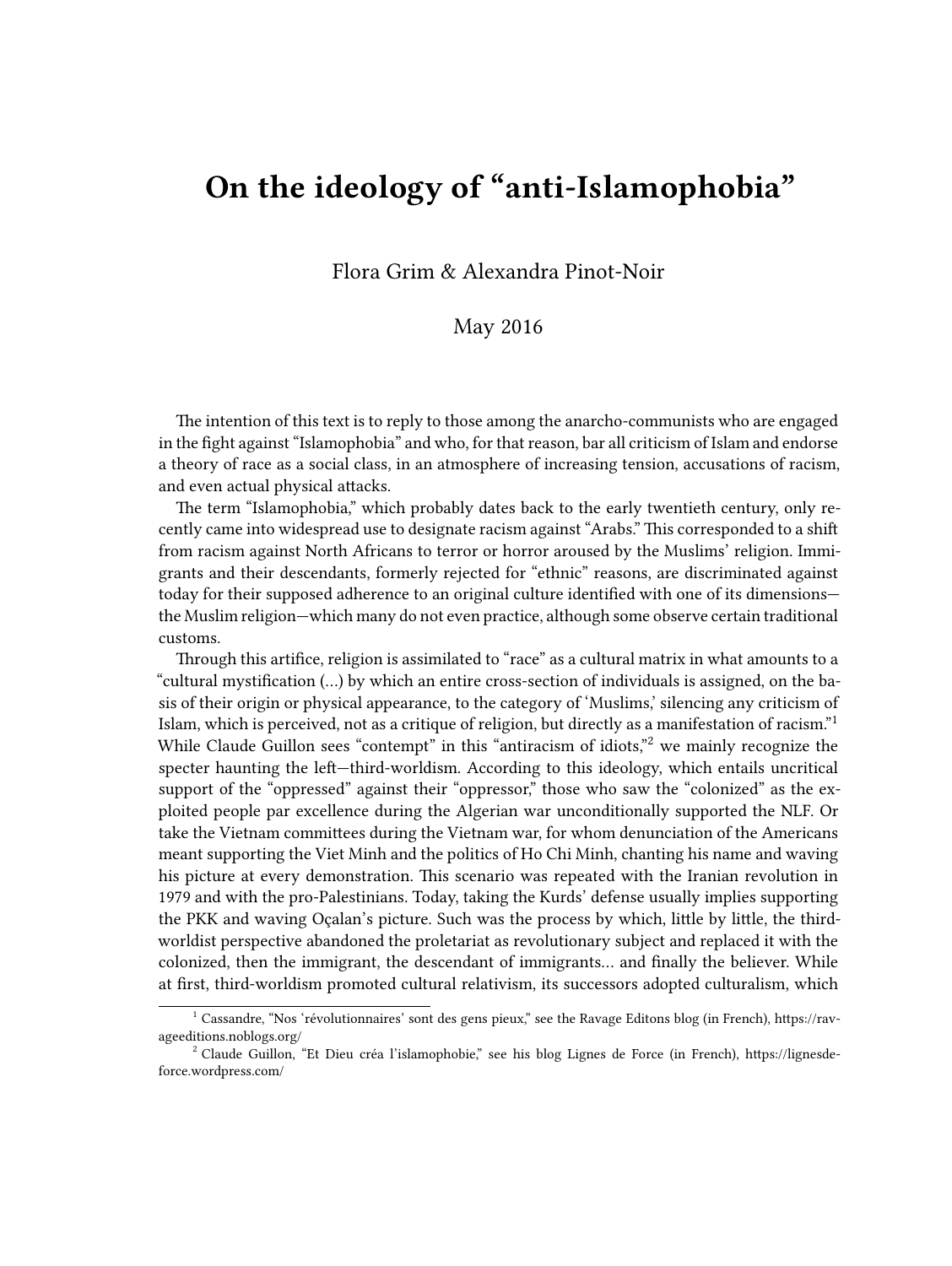# On the ideology of "anti-Islamophobia"

Flora Grim & Alexandra Pinot-Noir

May 2016

The intention of this text is to reply to those among the anarcho-communists who are engaged in the fight against "Islamophobia" and who, for that reason, bar all criticism of Islam and endorse a theory of race as a social class, in an atmosphere of increasing tension, accusations of racism, and even actual physical attacks.

The term "Islamophobia," which probably dates back to the early twentieth century, only recently came into widespread use to designate racism against "Arabs." This corresponded to a shift from racism against North Africans to terror or horror aroused by the Muslims' religion. Immigrants and their descendants, formerly rejected for "ethnic" reasons, are discriminated against today for their supposed adherence to an original culture identified with one of its dimensions—the Muslim religion—which many do not even practice, although some observe certain traditional customs.

Through this artifice, religion is assimilated to "race" as a cultural matrix in what amounts to a "cultural mystification (…) by which an entire cross-section of individuals is assigned, on the basis of their origin or physical appearance, to the category of 'Muslims,' silencing any criticism of Islam, which is perceived, not as a critique of religion, but directly as a manifestation of racism."[1] While Claude Guillon sees "contempt" in this "antiracism of idiots,"[2] we mainly recognize the specter haunting the left—third-worldism. According to this ideology, which entails uncritical support of the "oppressed" against their "oppressor," those who saw the "colonized" as the exploited people par excellence during the Algerian war unconditionally supported the NLF. Or take the Vietnam committees during the Vietnam war, for whom denunciation of the Americans meant supporting the Viet Minh and the politics of Ho Chi Minh, chanting his name and waving his picture at every demonstration. This scenario was repeated with the Iranian revolution in 1979 and with the pro-Palestinians. Today, taking the Kurds' defense usually implies supporting the PKK and waving Oçalan's picture. Such was the process by which, little by little, the third-worldist perspective abandoned the proletariat as revolutionary subject and replaced it with the colonized, then the immigrant, the descendant of immigrants… and finally the believer. While at first, third-worldism promoted cultural relativism, its successors adopted culturalism, which

[1] Cassandre, "Nos 'révolutionnaires' sont des gens pieux," see the Ravage Editons blog (in French), https://ravageeditions.noblogs.org/

[2] Claude Guillon, "Et Dieu créa l'islamophobie," see his blog Lignes de Force (in French), https://lignesdeforce.wordpress.com/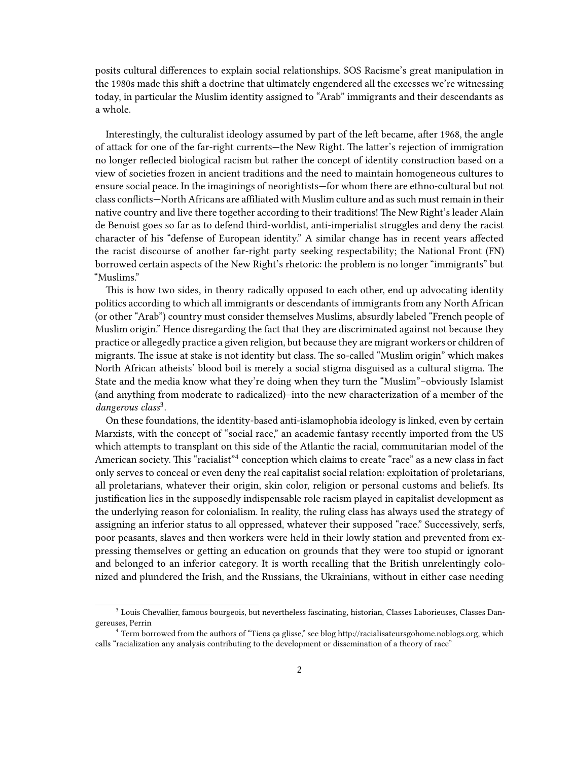posits cultural differences to explain social relationships. SOS Racisme's great manipulation in the 1980s made this shift a doctrine that ultimately engendered all the excesses we're witnessing today, in particular the Muslim identity assigned to "Arab" immigrants and their descendants as a whole.

Interestingly, the culturalist ideology assumed by part of the left became, after 1968, the angle of attack for one of the far-right currents—the New Right. The latter's rejection of immigration no longer reflected biological racism but rather the concept of identity construction based on a view of societies frozen in ancient traditions and the need to maintain homogeneous cultures to ensure social peace. In the imaginings of neorightists—for whom there are ethno-cultural but not class conflicts—North Africans are affiliated with Muslim culture and as such must remain in their native country and live there together according to their traditions! The New Right's leader Alain de Benoist goes so far as to defend third-worldist, anti-imperialist struggles and deny the racist character of his "defense of European identity." A similar change has in recent years affected the racist discourse of another far-right party seeking respectability; the National Front (FN) borrowed certain aspects of the New Right's rhetoric: the problem is no longer "immigrants" but "Muslims."

This is how two sides, in theory radically opposed to each other, end up advocating identity politics according to which all immigrants or descendants of immigrants from any North African (or other "Arab") country must consider themselves Muslims, absurdly labeled "French people of Muslim origin." Hence disregarding the fact that they are discriminated against not because they practice or allegedly practice a given religion, but because they are migrant workers or children of migrants. The issue at stake is not identity but class. The so-called "Muslim origin" which makes North African atheists' blood boil is merely a social stigma disguised as a cultural stigma. The State and the media know what they're doing when they turn the "Muslim"–obviously Islamist (and anything from moderate to radicalized)–into the new characterization of a member of the *dangerous class*[3].

On these foundations, the identity-based anti-islamophobia ideology is linked, even by certain Marxists, with the concept of "social race," an academic fantasy recently imported from the US which attempts to transplant on this side of the Atlantic the racial, communitarian model of the American society. This "racialist"[4] conception which claims to create "race" as a new class in fact only serves to conceal or even deny the real capitalist social relation: exploitation of proletarians, all proletarians, whatever their origin, skin color, religion or personal customs and beliefs. Its justification lies in the supposedly indispensable role racism played in capitalist development as the underlying reason for colonialism. In reality, the ruling class has always used the strategy of assigning an inferior status to all oppressed, whatever their supposed "race." Successively, serfs, poor peasants, slaves and then workers were held in their lowly station and prevented from expressing themselves or getting an education on grounds that they were too stupid or ignorant and belonged to an inferior category. It is worth recalling that the British unrelentingly colonized and plundered the Irish, and the Russians, the Ukrainians, without in either case needing

[3] Louis Chevallier, famous bourgeois, but nevertheless fascinating, historian, Classes Laborieuses, Classes Dangereuses, Perrin

[4] Term borrowed from the authors of "Tiens ça glisse," see blog http://racialisateursgohome.noblogs.org, which calls "racialization any analysis contributing to the development or dissemination of a theory of race"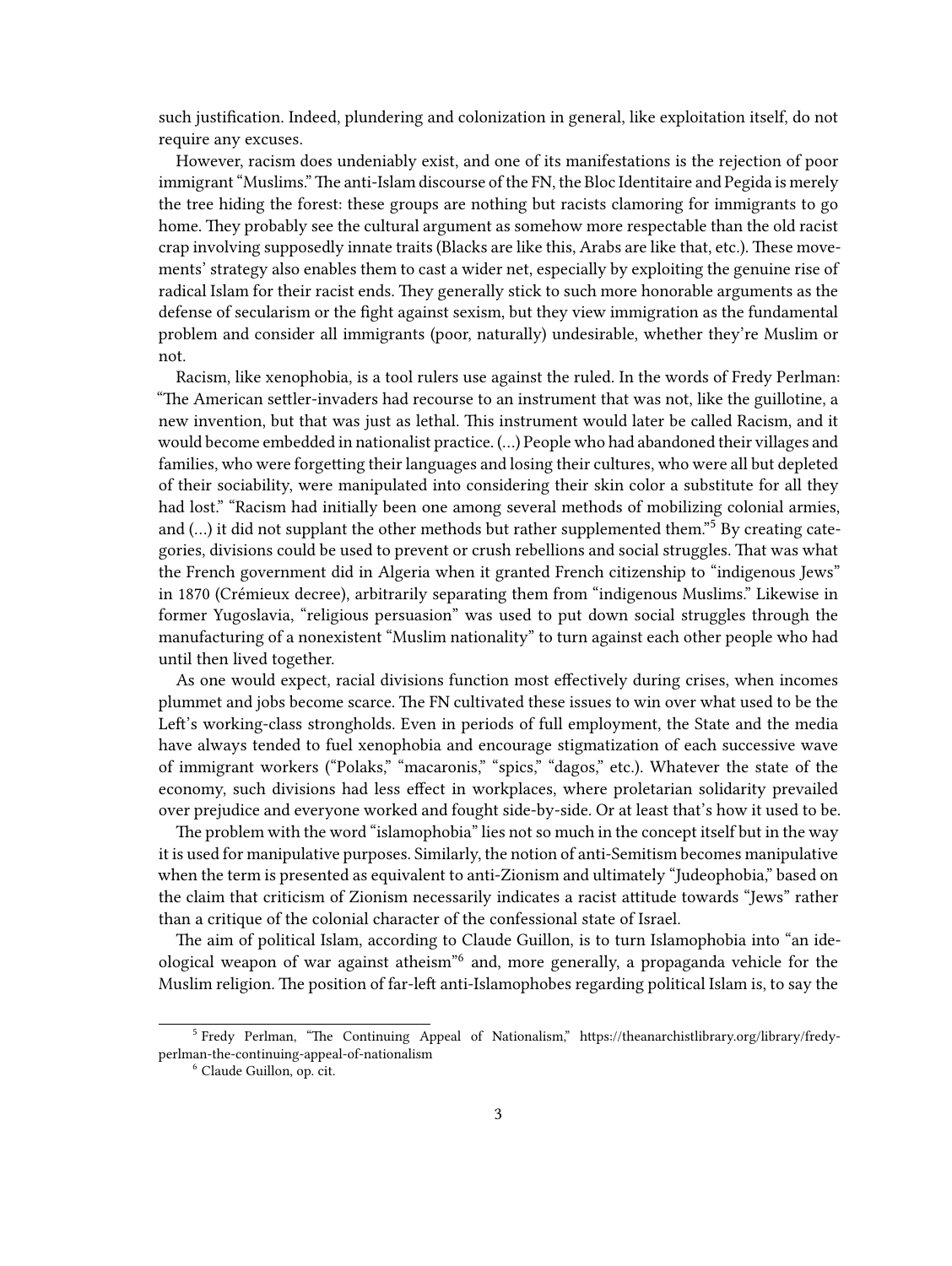such justification. Indeed, plundering and colonization in general, like exploitation itself, do not require any excuses.

However, racism does undeniably exist, and one of its manifestations is the rejection of poor immigrant "Muslims." The anti-Islam discourse of the FN, the Bloc Identitaire and Pegida is merely the tree hiding the forest: these groups are nothing but racists clamoring for immigrants to go home. They probably see the cultural argument as somehow more respectable than the old racist crap involving supposedly innate traits (Blacks are like this, Arabs are like that, etc.). These movements' strategy also enables them to cast a wider net, especially by exploiting the genuine rise of radical Islam for their racist ends. They generally stick to such more honorable arguments as the defense of secularism or the fight against sexism, but they view immigration as the fundamental problem and consider all immigrants (poor, naturally) undesirable, whether they're Muslim or not.

Racism, like xenophobia, is a tool rulers use against the ruled. In the words of Fredy Perlman: "The American settler-invaders had recourse to an instrument that was not, like the guillotine, a new invention, but that was just as lethal. This instrument would later be called Racism, and it would become embedded in nationalist practice. (…) People who had abandoned their villages and families, who were forgetting their languages and losing their cultures, who were all but depleted of their sociability, were manipulated into considering their skin color a substitute for all they had lost." "Racism had initially been one among several methods of mobilizing colonial armies, and (…) it did not supplant the other methods but rather supplemented them."[5] By creating categories, divisions could be used to prevent or crush rebellions and social struggles. That was what the French government did in Algeria when it granted French citizenship to "indigenous Jews" in 1870 (Crémieux decree), arbitrarily separating them from "indigenous Muslims." Likewise in former Yugoslavia, "religious persuasion" was used to put down social struggles through the manufacturing of a nonexistent "Muslim nationality" to turn against each other people who had until then lived together.

As one would expect, racial divisions function most effectively during crises, when incomes plummet and jobs become scarce. The FN cultivated these issues to win over what used to be the Left's working-class strongholds. Even in periods of full employment, the State and the media have always tended to fuel xenophobia and encourage stigmatization of each successive wave of immigrant workers ("Polaks," "macaronis," "spics," "dagos," etc.). Whatever the state of the economy, such divisions had less effect in workplaces, where proletarian solidarity prevailed over prejudice and everyone worked and fought side-by-side. Or at least that's how it used to be.

The problem with the word "islamophobia" lies not so much in the concept itself but in the way it is used for manipulative purposes. Similarly, the notion of anti-Semitism becomes manipulative when the term is presented as equivalent to anti-Zionism and ultimately "Judeophobia," based on the claim that criticism of Zionism necessarily indicates a racist attitude towards "Jews" rather than a critique of the colonial character of the confessional state of Israel.

The aim of political Islam, according to Claude Guillon, is to turn Islamophobia into "an ideological weapon of war against atheism"[6] and, more generally, a propaganda vehicle for the Muslim religion. The position of far-left anti-Islamophobes regarding political Islam is, to say the

[5] Fredy Perlman, "The Continuing Appeal of Nationalism," https://theanarchistlibrary.org/library/fredy-perlman-the-continuing-appeal-of-nationalism

[6] Claude Guillon, op. cit.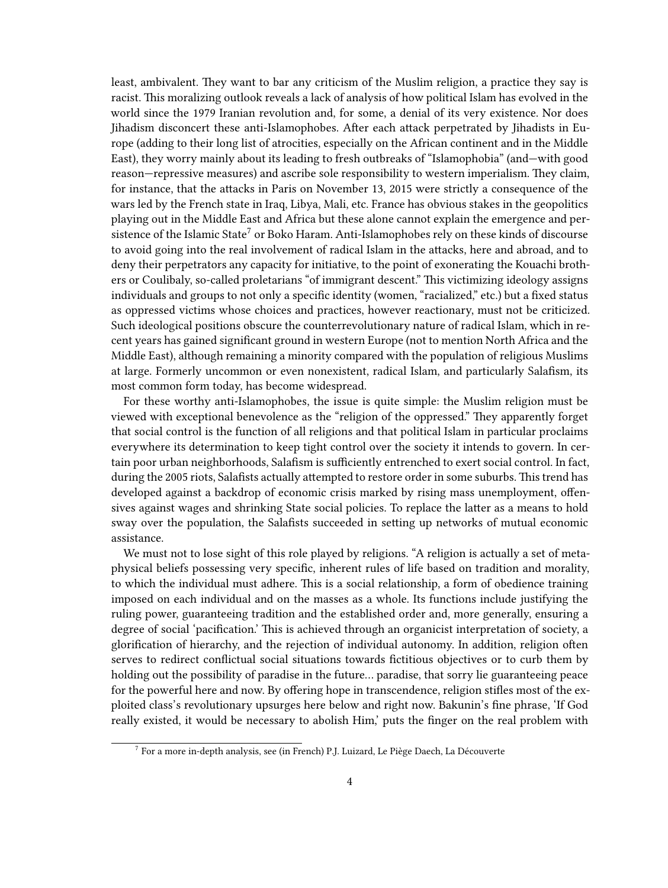least, ambivalent. They want to bar any criticism of the Muslim religion, a practice they say is racist. This moralizing outlook reveals a lack of analysis of how political Islam has evolved in the world since the 1979 Iranian revolution and, for some, a denial of its very existence. Nor does Jihadism disconcert these anti-Islamophobes. After each attack perpetrated by Jihadists in Europe (adding to their long list of atrocities, especially on the African continent and in the Middle East), they worry mainly about its leading to fresh outbreaks of "Islamophobia" (and—with good reason—repressive measures) and ascribe sole responsibility to western imperialism. They claim, for instance, that the attacks in Paris on November 13, 2015 were strictly a consequence of the wars led by the French state in Iraq, Libya, Mali, etc. France has obvious stakes in the geopolitics playing out in the Middle East and Africa but these alone cannot explain the emergence and persistence of the Islamic State[7] or Boko Haram. Anti-Islamophobes rely on these kinds of discourse to avoid going into the real involvement of radical Islam in the attacks, here and abroad, and to deny their perpetrators any capacity for initiative, to the point of exonerating the Kouachi brothers or Coulibaly, so-called proletarians "of immigrant descent." This victimizing ideology assigns individuals and groups to not only a specific identity (women, "racialized," etc.) but a fixed status as oppressed victims whose choices and practices, however reactionary, must not be criticized. Such ideological positions obscure the counterrevolutionary nature of radical Islam, which in recent years has gained significant ground in western Europe (not to mention North Africa and the Middle East), although remaining a minority compared with the population of religious Muslims at large. Formerly uncommon or even nonexistent, radical Islam, and particularly Salafism, its most common form today, has become widespread.

For these worthy anti-Islamophobes, the issue is quite simple: the Muslim religion must be viewed with exceptional benevolence as the "religion of the oppressed." They apparently forget that social control is the function of all religions and that political Islam in particular proclaims everywhere its determination to keep tight control over the society it intends to govern. In certain poor urban neighborhoods, Salafism is sufficiently entrenched to exert social control. In fact, during the 2005 riots, Salafists actually attempted to restore order in some suburbs. This trend has developed against a backdrop of economic crisis marked by rising mass unemployment, offensives against wages and shrinking State social policies. To replace the latter as a means to hold sway over the population, the Salafists succeeded in setting up networks of mutual economic assistance.

We must not to lose sight of this role played by religions. "A religion is actually a set of metaphysical beliefs possessing very specific, inherent rules of life based on tradition and morality, to which the individual must adhere. This is a social relationship, a form of obedience training imposed on each individual and on the masses as a whole. Its functions include justifying the ruling power, guaranteeing tradition and the established order and, more generally, ensuring a degree of social 'pacification.' This is achieved through an organicist interpretation of society, a glorification of hierarchy, and the rejection of individual autonomy. In addition, religion often serves to redirect conflictual social situations towards fictitious objectives or to curb them by holding out the possibility of paradise in the future… paradise, that sorry lie guaranteeing peace for the powerful here and now. By offering hope in transcendence, religion stifles most of the exploited class's revolutionary upsurges here below and right now. Bakunin's fine phrase, 'If God really existed, it would be necessary to abolish Him,' puts the finger on the real problem with

[7] For a more in-depth analysis, see (in French) P.J. Luizard, Le Piège Daech, La Découverte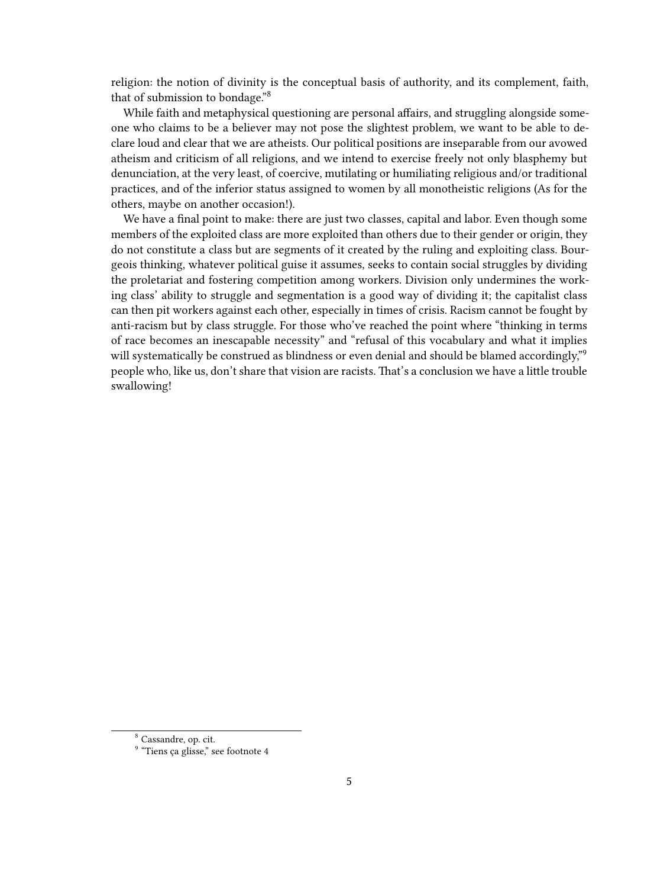religion: the notion of divinity is the conceptual basis of authority, and its complement, faith, that of submission to bondage."[8]

While faith and metaphysical questioning are personal affairs, and struggling alongside someone who claims to be a believer may not pose the slightest problem, we want to be able to declare loud and clear that we are atheists. Our political positions are inseparable from our avowed atheism and criticism of all religions, and we intend to exercise freely not only blasphemy but denunciation, at the very least, of coercive, mutilating or humiliating religious and/or traditional practices, and of the inferior status assigned to women by all monotheistic religions (As for the others, maybe on another occasion!).

We have a final point to make: there are just two classes, capital and labor. Even though some members of the exploited class are more exploited than others due to their gender or origin, they do not constitute a class but are segments of it created by the ruling and exploiting class. Bourgeois thinking, whatever political guise it assumes, seeks to contain social struggles by dividing the proletariat and fostering competition among workers. Division only undermines the working class' ability to struggle and segmentation is a good way of dividing it; the capitalist class can then pit workers against each other, especially in times of crisis. Racism cannot be fought by anti-racism but by class struggle. For those who've reached the point where "thinking in terms of race becomes an inescapable necessity" and "refusal of this vocabulary and what it implies will systematically be construed as blindness or even denial and should be blamed accordingly,"[9] people who, like us, don't share that vision are racists. That's a conclusion we have a little trouble swallowing!

---

[8] Cassandre, op. cit.

[9] "Tiens ça glisse," see footnote 4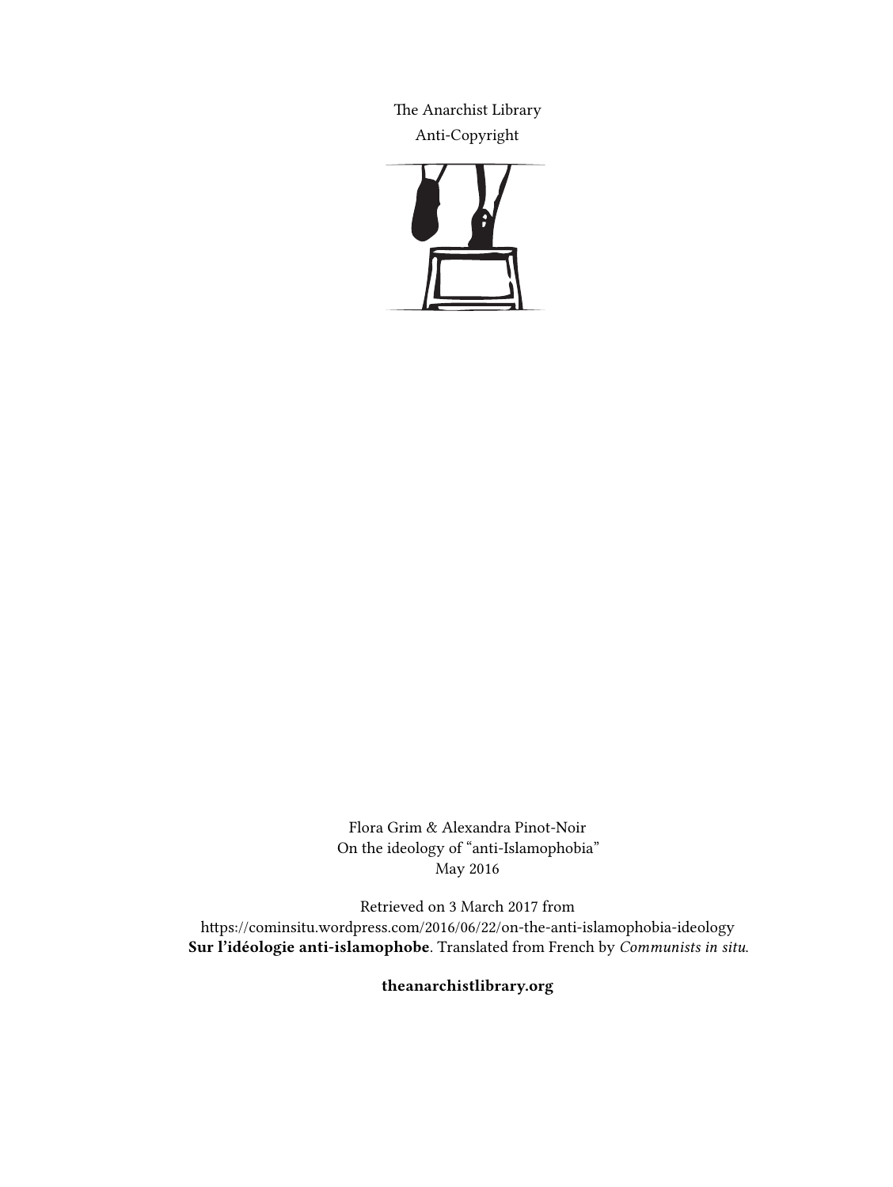The Anarchist Library
Anti-Copyright

Flora Grim & Alexandra Pinot-Noir
On the ideology of "anti-Islamophobia"
May 2016

Retrieved on 3 March 2017 from
https://cominsitu.wordpress.com/2016/06/22/on-the-anti-islamophobia-ideology
**Sur l'idéologie anti-islamophobe**. Translated from French by *Communists in situ*.

**theanarchistlibrary.org**